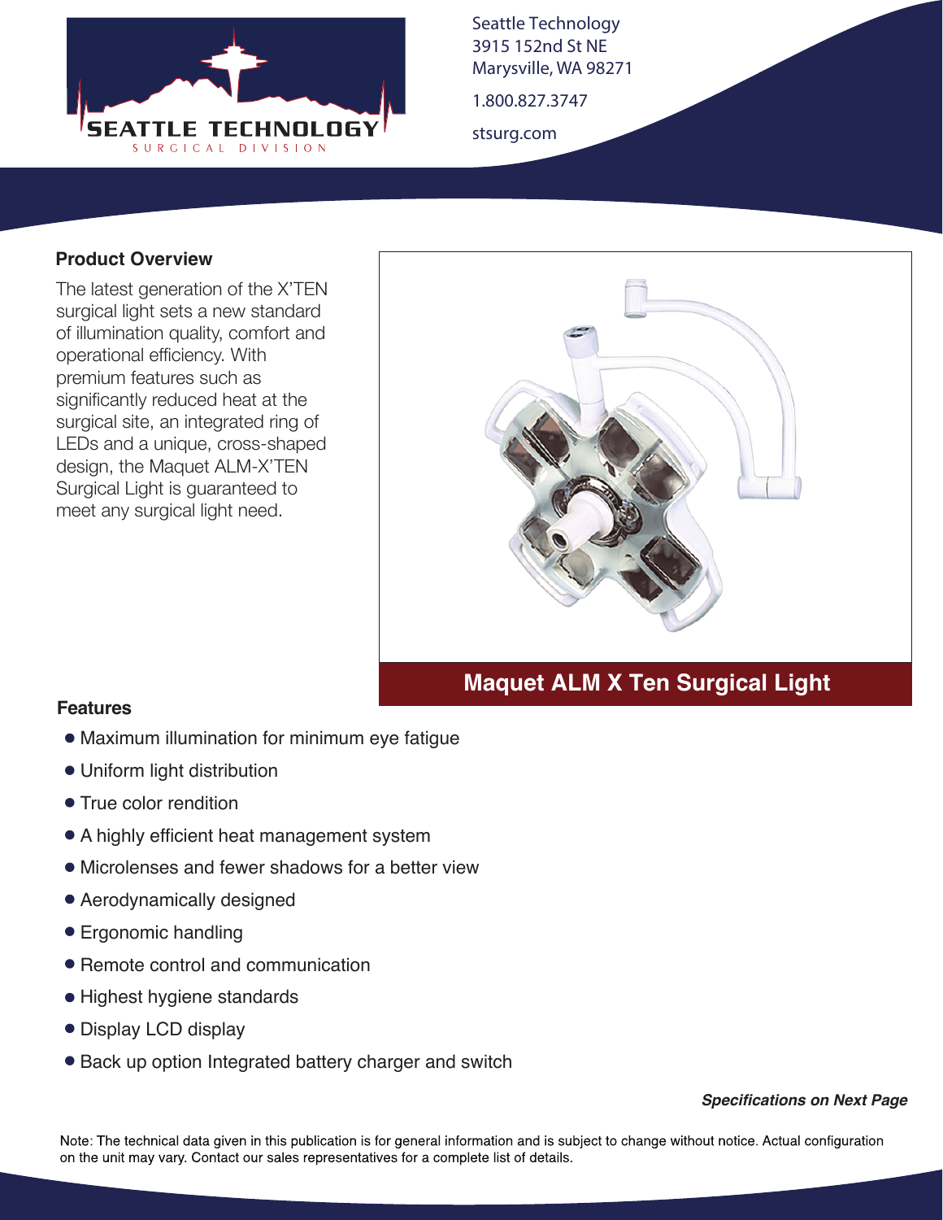SEATTLE TECHNOLOGY
SURGICAL DIVISION

Seattle Technology
3915 152nd St NE
Marysville, WA 98271

1.800.827.3747

stsurg.com

## Product Overview

The latest generation of the X'TEN surgical light sets a new standard of illumination quality, comfort and operational efficiency. With premium features such as significantly reduced heat at the surgical site, an integrated ring of LEDs and a unique, cross-shaped design, the Maquet ALM-X'TEN Surgical Light is guaranteed to meet any surgical light need.

## Maquet ALM X Ten Surgical Light

## Features

- Maximum illumination for minimum eye fatigue
- Uniform light distribution
- True color rendition
- A highly efficient heat management system
- Microlenses and fewer shadows for a better view
- Aerodynamically designed
- Ergonomic handling
- Remote control and communication
- Highest hygiene standards
- Display LCD display
- Back up option Integrated battery charger and switch

***Specifications on Next Page***

Note: The technical data given in this publication is for general information and is subject to change without notice. Actual configuration on the unit may vary. Contact our sales representatives for a complete list of details.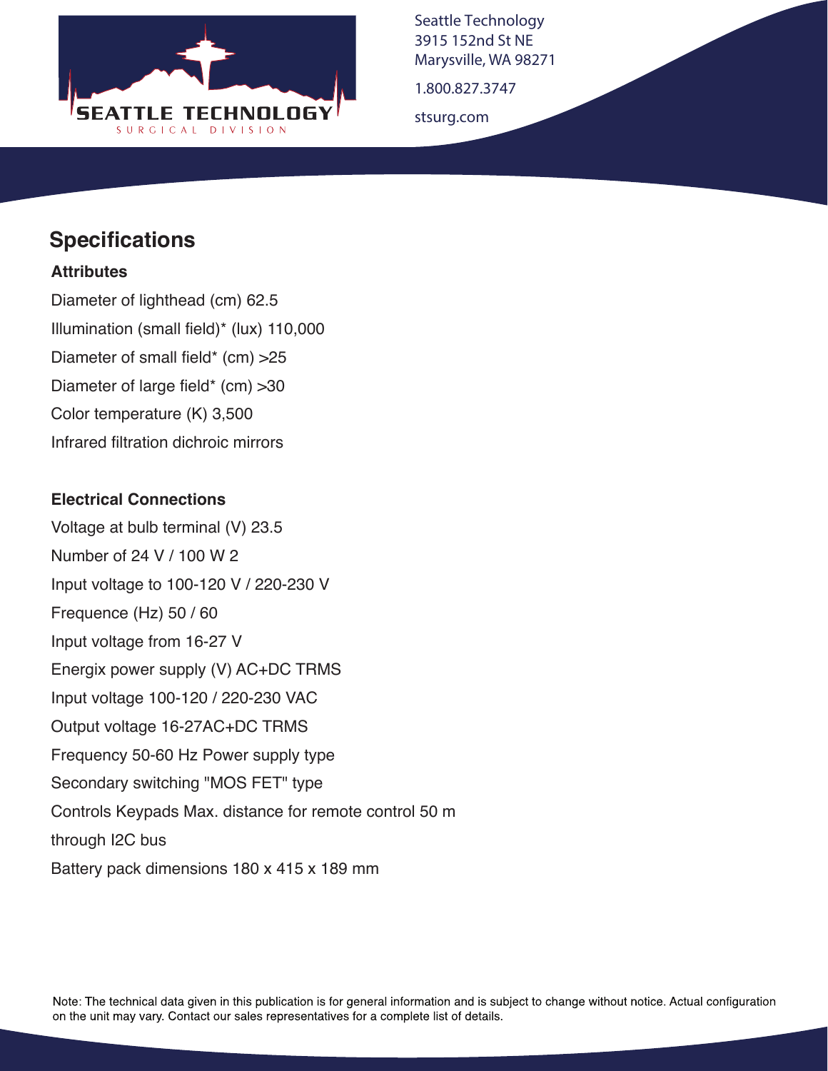Seattle Technology
3915 152nd St NE
Marysville, WA 98271

1.800.827.3747

stsurg.com

## Specifications

### Attributes

Diameter of lighthead (cm) 62.5

Illumination (small field)* (lux) 110,000

Diameter of small field* (cm) >25

Diameter of large field* (cm) >30

Color temperature (K) 3,500

Infrared filtration dichroic mirrors

### Electrical Connections

Voltage at bulb terminal (V) 23.5

Number of 24 V / 100 W 2

Input voltage to 100-120 V / 220-230 V

Frequence (Hz) 50 / 60

Input voltage from 16-27 V

Energix power supply (V) AC+DC TRMS

Input voltage 100-120 / 220-230 VAC

Output voltage 16-27AC+DC TRMS

Frequency 50-60 Hz Power supply type

Secondary switching "MOS FET" type

Controls Keypads Max. distance for remote control 50 m

through I2C bus

Battery pack dimensions 180 x 415 x 189 mm

Note: The technical data given in this publication is for general information and is subject to change without notice. Actual configuration on the unit may vary. Contact our sales representatives for a complete list of details.